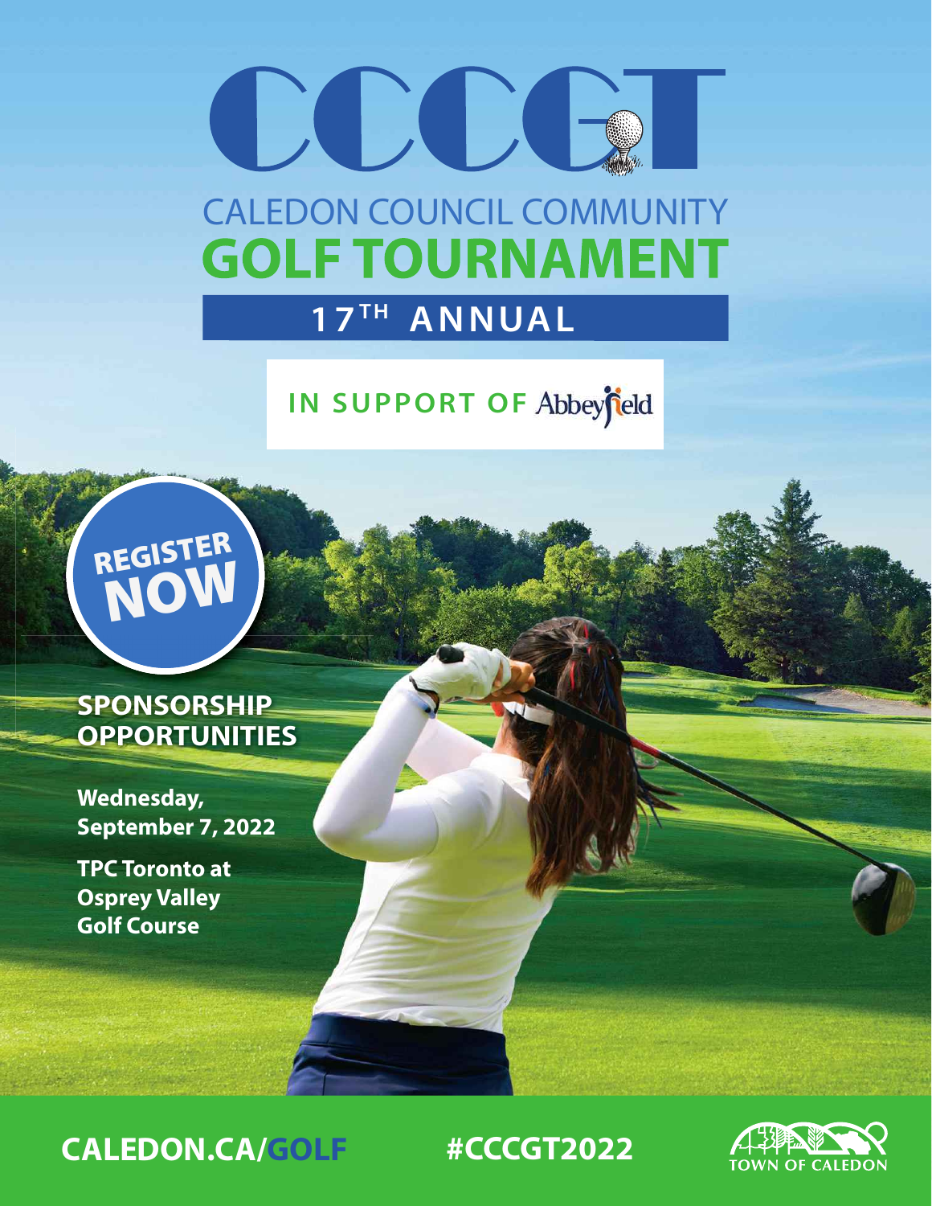# CCCGT

## CALEDON COUNCIL COMMUNITY GOLF TOURNAMENT

**17TH ANNUAL**

**IN SUPPORT OF Abbeyfield**

**REGISTER NOW**

## SPONSORSHIP OPPORTUNITIES

**Wednesday, September 7, 2022**

**TPC Toronto at Osprey Valley Golf Course**

**CALEDON.CA/GOLF** **#CCCGT2022**

TOWN OF CALEDON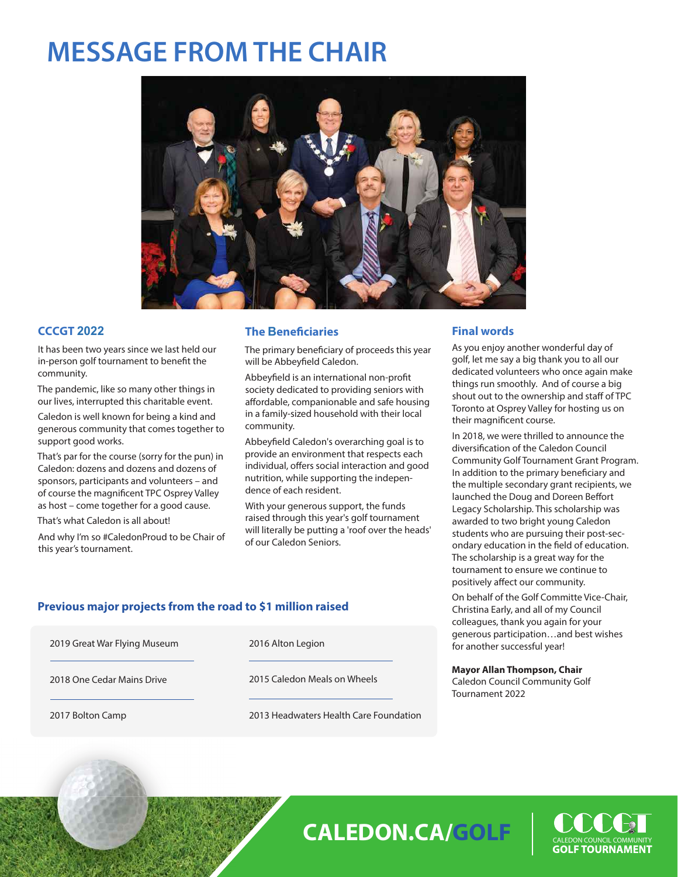# MESSAGE FROM THE CHAIR

## CCCGT 2022

It has been two years since we last held our in-person golf tournament to benefit the community.

The pandemic, like so many other things in our lives, interrupted this charitable event.

Caledon is well known for being a kind and generous community that comes together to support good works.

That's par for the course (sorry for the pun) in Caledon: dozens and dozens and dozens of sponsors, participants and volunteers – and of course the magnificent TPC Osprey Valley as host – come together for a good cause.

That's what Caledon is all about!

And why I'm so #CaledonProud to be Chair of this year's tournament.

## The Beneficiaries

The primary beneficiary of proceeds this year will be Abbeyfield Caledon.

Abbeyfield is an international non-profit society dedicated to providing seniors with affordable, companionable and safe housing in a family-sized household with their local community.

Abbeyfield Caledon's overarching goal is to provide an environment that respects each individual, offers social interaction and good nutrition, while supporting the independence of each resident.

With your generous support, the funds raised through this year's golf tournament will literally be putting a 'roof over the heads' of our Caledon Seniors.

## Final words

As you enjoy another wonderful day of golf, let me say a big thank you to all our dedicated volunteers who once again make things run smoothly. And of course a big shout out to the ownership and staff of TPC Toronto at Osprey Valley for hosting us on their magnificent course.

In 2018, we were thrilled to announce the diversification of the Caledon Council Community Golf Tournament Grant Program. In addition to the primary beneficiary and the multiple secondary grant recipients, we launched the Doug and Doreen Beffort Legacy Scholarship. This scholarship was awarded to two bright young Caledon students who are pursuing their post-secondary education in the field of education. The scholarship is a great way for the tournament to ensure we continue to positively affect our community.

On behalf of the Golf Committe Vice-Chair, Christina Early, and all of my Council colleagues, thank you again for your generous participation…and best wishes for another successful year!

**Mayor Allan Thompson, Chair**
Caledon Council Community Golf Tournament 2022

## Previous major projects from the road to $1 million raised

- 2019 Great War Flying Museum
- 2018 One Cedar Mains Drive
- 2017 Bolton Camp
- 2016 Alton Legion
- 2015 Caledon Meals on Wheels
- 2013 Headwaters Health Care Foundation

CALEDON.CA/GOLF

CCCGT
CALEDON COUNCIL COMMUNITY
GOLF TOURNAMENT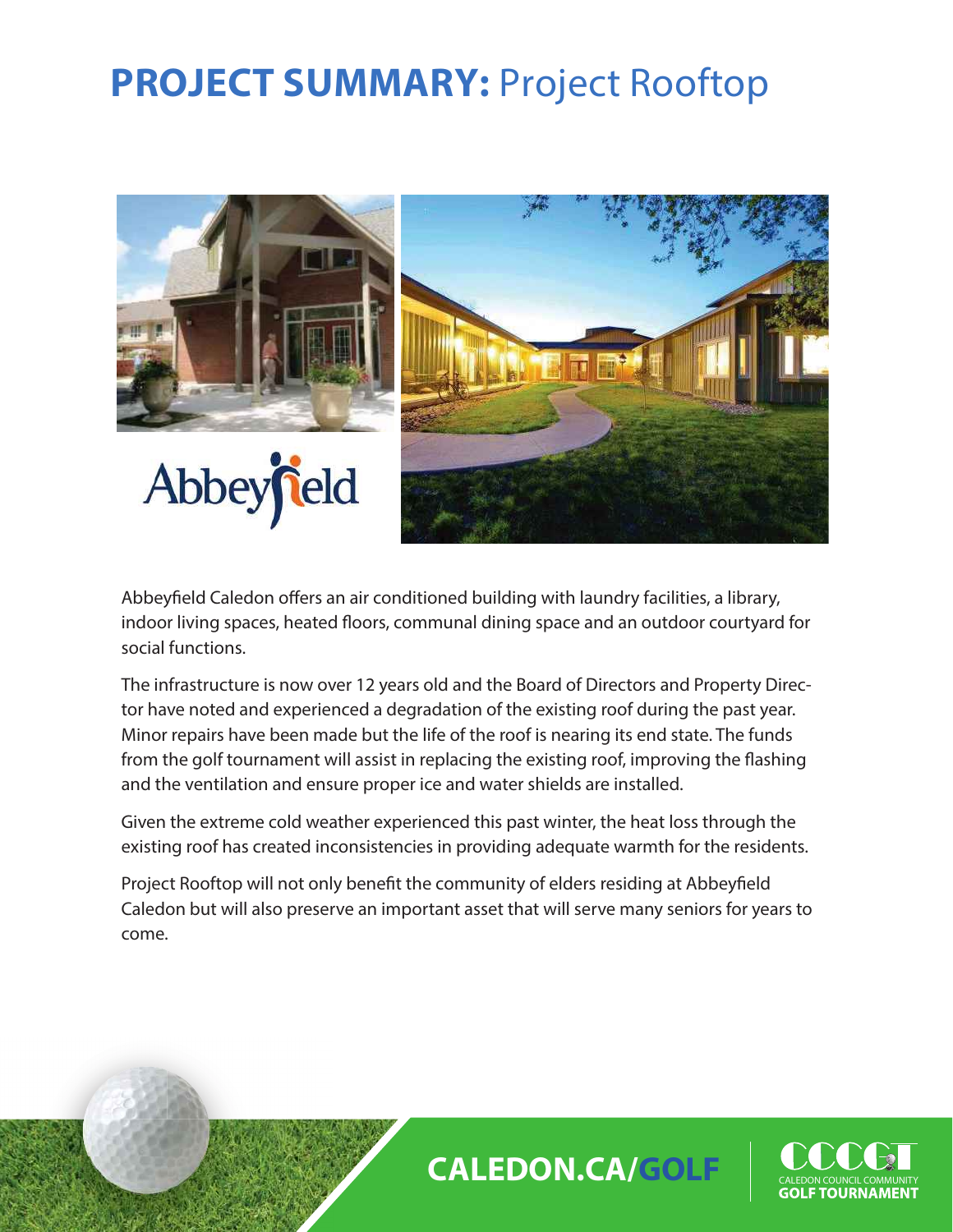# **PROJECT SUMMARY:** Project Rooftop

Abbeyfield

Abbeyfield Caledon offers an air conditioned building with laundry facilities, a library, indoor living spaces, heated floors, communal dining space and an outdoor courtyard for social functions.

The infrastructure is now over 12 years old and the Board of Directors and Property Director have noted and experienced a degradation of the existing roof during the past year. Minor repairs have been made but the life of the roof is nearing its end state. The funds from the golf tournament will assist in replacing the existing roof, improving the flashing and the ventilation and ensure proper ice and water shields are installed.

Given the extreme cold weather experienced this past winter, the heat loss through the existing roof has created inconsistencies in providing adequate warmth for the residents.

Project Rooftop will not only benefit the community of elders residing at Abbeyfield Caledon but will also preserve an important asset that will serve many seniors for years to come.

**CALEDON.CA/GOLF**

CCCGT
CALEDON COUNCIL COMMUNITY
**GOLF TOURNAMENT**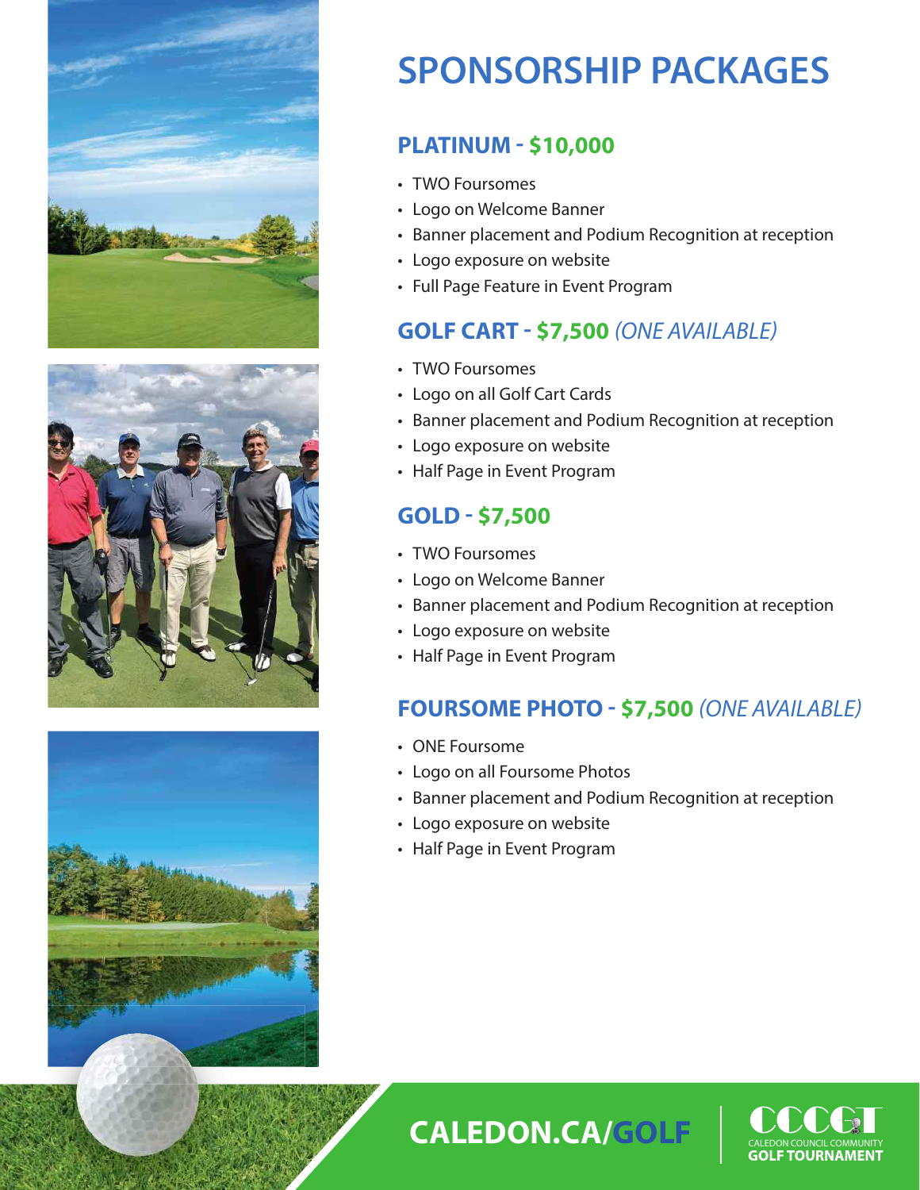# SPONSORSHIP PACKAGES

## PLATINUM - $10,000

- TWO Foursomes
- Logo on Welcome Banner
- Banner placement and Podium Recognition at reception
- Logo exposure on website
- Full Page Feature in Event Program

## GOLF CART - $7,500 *(ONE AVAILABLE)*

- TWO Foursomes
- Logo on all Golf Cart Cards
- Banner placement and Podium Recognition at reception
- Logo exposure on website
- Half Page in Event Program

## GOLD - $7,500

- TWO Foursomes
- Logo on Welcome Banner
- Banner placement and Podium Recognition at reception
- Logo exposure on website
- Half Page in Event Program

## FOURSOME PHOTO - $7,500 *(ONE AVAILABLE)*

- ONE Foursome
- Logo on all Foursome Photos
- Banner placement and Podium Recognition at reception
- Logo exposure on website
- Half Page in Event Program

**CALEDON.CA/GOLF**

CCCGT
CALEDON COUNCIL COMMUNITY
**GOLF TOURNAMENT**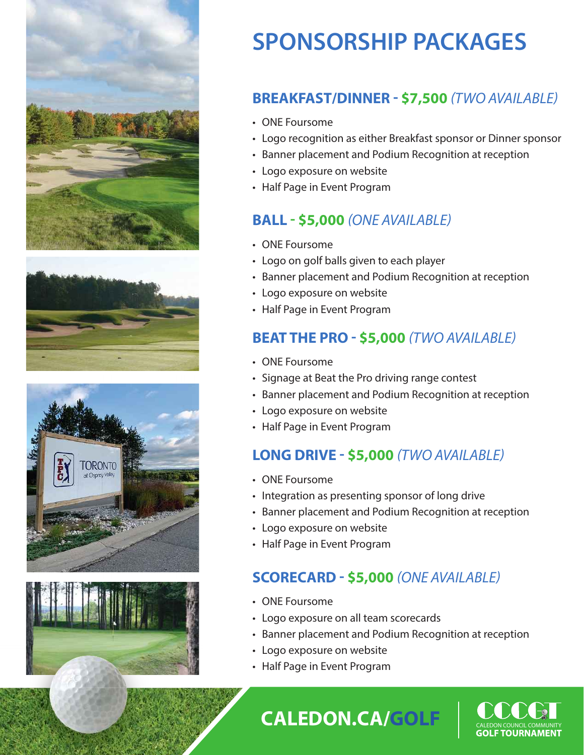# SPONSORSHIP PACKAGES

## BREAKFAST/DINNER - $7,500 *(TWO AVAILABLE)*

- ONE Foursome
- Logo recognition as either Breakfast sponsor or Dinner sponsor
- Banner placement and Podium Recognition at reception
- Logo exposure on website
- Half Page in Event Program

## BALL - $5,000 *(ONE AVAILABLE)*

- ONE Foursome
- Logo on golf balls given to each player
- Banner placement and Podium Recognition at reception
- Logo exposure on website
- Half Page in Event Program

## BEAT THE PRO - $5,000 *(TWO AVAILABLE)*

- ONE Foursome
- Signage at Beat the Pro driving range contest
- Banner placement and Podium Recognition at reception
- Logo exposure on website
- Half Page in Event Program

## LONG DRIVE - $5,000 *(TWO AVAILABLE)*

- ONE Foursome
- Integration as presenting sponsor of long drive
- Banner placement and Podium Recognition at reception
- Logo exposure on website
- Half Page in Event Program

## SCORECARD - $5,000 *(ONE AVAILABLE)*

- ONE Foursome
- Logo exposure on all team scorecards
- Banner placement and Podium Recognition at reception
- Logo exposure on website
- Half Page in Event Program

**CALEDON.CA/GOLF**

CCCGT
CALEDON COUNCIL COMMUNITY
**GOLF TOURNAMENT**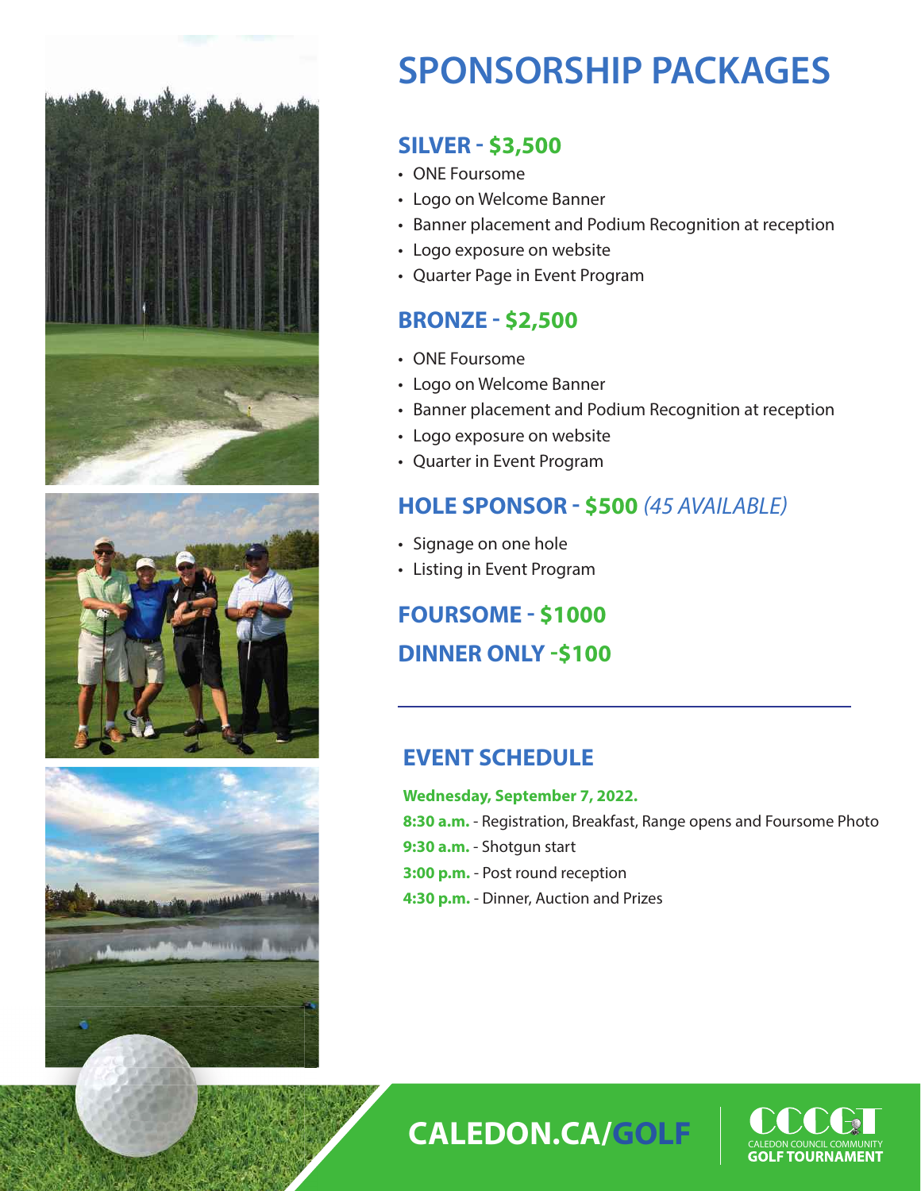# SPONSORSHIP PACKAGES

## SILVER - $3,500

- ONE Foursome
- Logo on Welcome Banner
- Banner placement and Podium Recognition at reception
- Logo exposure on website
- Quarter Page in Event Program

## BRONZE - $2,500

- ONE Foursome
- Logo on Welcome Banner
- Banner placement and Podium Recognition at reception
- Logo exposure on website
- Quarter in Event Program

## HOLE SPONSOR - $500 *(45 AVAILABLE)*

- Signage on one hole
- Listing in Event Program

## FOURSOME - $1000

## DINNER ONLY -$100

---

## EVENT SCHEDULE

**Wednesday, September 7, 2022.**

**8:30 a.m.** - Registration, Breakfast, Range opens and Foursome Photo
**9:30 a.m.** - Shotgun start
**3:00 p.m.** - Post round reception
**4:30 p.m.** - Dinner, Auction and Prizes

**CALEDON.CA/GOLF**

CCCGT
CALEDON COUNCIL COMMUNITY
GOLF TOURNAMENT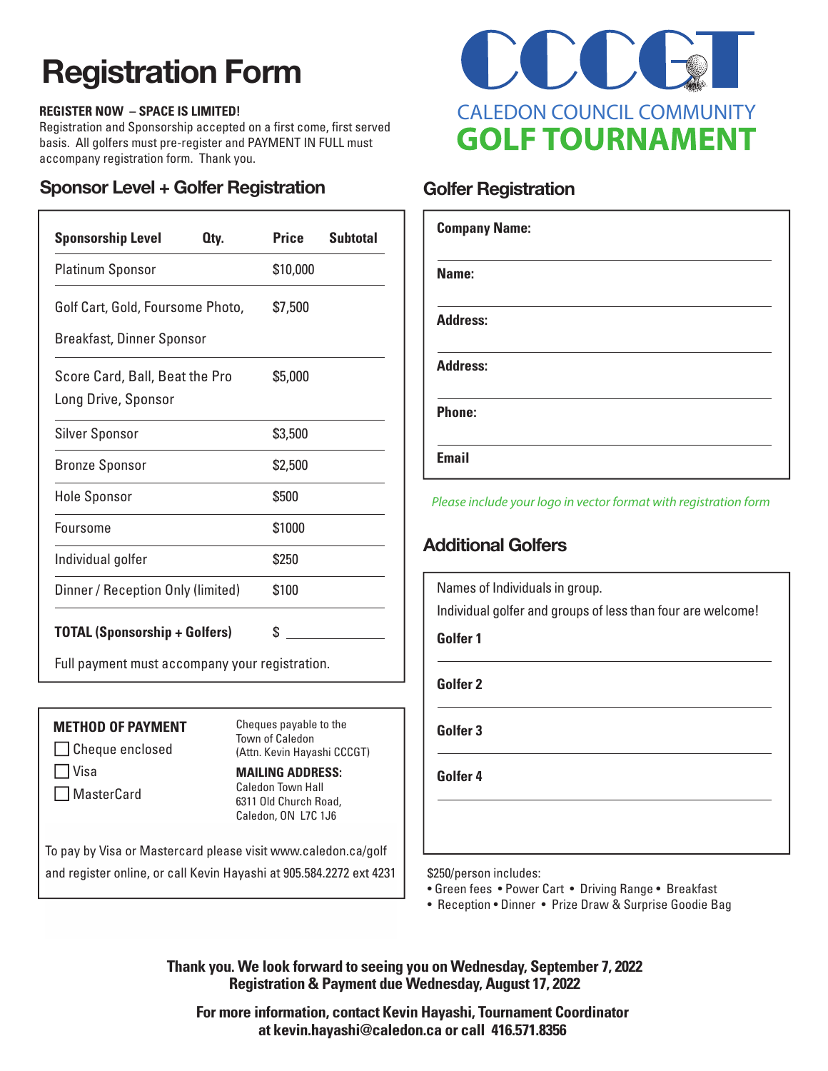# Registration Form

**REGISTER NOW – SPACE IS LIMITED!**
Registration and Sponsorship accepted on a first come, first served basis. All golfers must pre-register and PAYMENT IN FULL must accompany registration form. Thank you.

CCCGT
CALEDON COUNCIL COMMUNITY
**GOLF TOURNAMENT**

## Sponsor Level + Golfer Registration

| Sponsorship Level | Qty. | Price | Subtotal |
|---|---|---|---|
| Platinum Sponsor | | $10,000 | |
| Golf Cart, Gold, Foursome Photo, Breakfast, Dinner Sponsor | | $7,500 | |
| Score Card, Ball, Beat the Pro Long Drive, Sponsor | | $5,000 | |
| Silver Sponsor | | $3,500 | |
| Bronze Sponsor | | $2,500 | |
| Hole Sponsor | | $500 | |
| Foursome | | $1000 | |
| Individual golfer | | $250 | |
| Dinner / Reception Only (limited) | | $100 | |
| **TOTAL (Sponsorship + Golfers)** | | $ ________ | |

Full payment must accompany your registration.

**METHOD OF PAYMENT**
- ☐ Cheque enclosed
- ☐ Visa
- ☐ MasterCard

Cheques payable to the Town of Caledon (Attn. Kevin Hayashi CCCGT)

**MAILING ADDRESS:**
Caledon Town Hall
6311 Old Church Road,
Caledon, ON L7C 1J6

To pay by Visa or Mastercard please visit www.caledon.ca/golf and register online, or call Kevin Hayashi at 905.584.2272 ext 4231

## Golfer Registration

**Company Name:** ____________________

**Name:** ____________________

**Address:** ____________________

**Address:** ____________________

**Phone:** ____________________

**Email** ____________________

*Please include your logo in vector format with registration form*

## Additional Golfers

Names of Individuals in group.
Individual golfer and groups of less than four are welcome!

**Golfer 1** ____________________

**Golfer 2** ____________________

**Golfer 3** ____________________

**Golfer 4** ____________________

$250/person includes:
- Green fees • Power Cart • Driving Range • Breakfast
- Reception • Dinner • Prize Draw & Surprise Goodie Bag

**Thank you. We look forward to seeing you on Wednesday, September 7, 2022**
**Registration & Payment due Wednesday, August 17, 2022**

**For more information, contact Kevin Hayashi, Tournament Coordinator at kevin.hayashi@caledon.ca or call 416.571.8356**